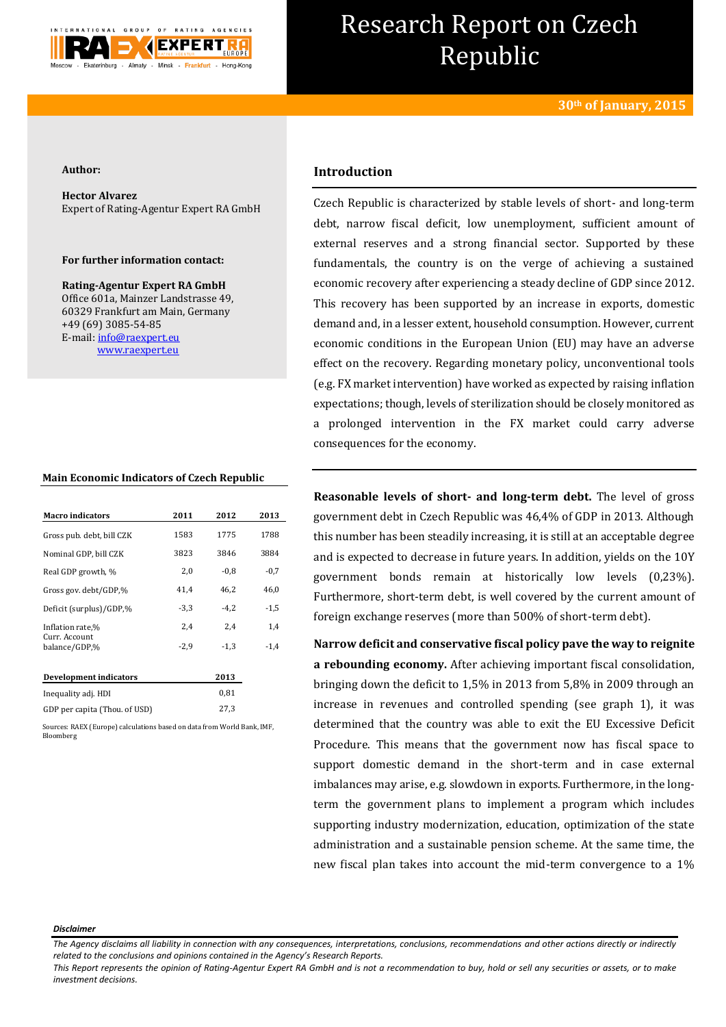# Research Report on Czech Republic

**30th of January, 2015**

**Author:**

**Hector Alvarez**
Expert of Rating-Agentur Expert RA GmbH

**For further information contact:**

**Rating-Agentur Expert RA GmbH**
Office 601a, Mainzer Landstrasse 49,
60329 Frankfurt am Main, Germany
+49 (69) 3085-54-85
E-mail: info@raexpert.eu
www.raexpert.eu

## Introduction

Czech Republic is characterized by stable levels of short- and long-term debt, narrow fiscal deficit, low unemployment, sufficient amount of external reserves and a strong financial sector. Supported by these fundamentals, the country is on the verge of achieving a sustained economic recovery after experiencing a steady decline of GDP since 2012. This recovery has been supported by an increase in exports, domestic demand and, in a lesser extent, household consumption. However, current economic conditions in the European Union (EU) may have an adverse effect on the recovery. Regarding monetary policy, unconventional tools (e.g. FX market intervention) have worked as expected by raising inflation expectations; though, levels of sterilization should be closely monitored as a prolonged intervention in the FX market could carry adverse consequences for the economy.

**Main Economic Indicators of Czech Republic**

| Macro indicators | 2011 | 2012 | 2013 |
|---|---|---|---|
| Gross pub. debt, bill CZK | 1583 | 1775 | 1788 |
| Nominal GDP, bill CZK | 3823 | 3846 | 3884 |
| Real GDP growth, % | 2,0 | -0,8 | -0,7 |
| Gross gov. debt/GDP,% | 41,4 | 46,2 | 46,0 |
| Deficit (surplus)/GDP,% | -3,3 | -4,2 | -1,5 |
| Inflation rate,% | 2,4 | 2,4 | 1,4 |
| Curr. Account balance/GDP,% | -2,9 | -1,3 | -1,4 |

| Development indicators | 2013 |
|---|---|
| Inequality adj. HDI | 0,81 |
| GDP per capita (Thou. of USD) | 27,3 |

Sources: RAEX (Europe) calculations based on data from World Bank, IMF, Bloomberg

**Reasonable levels of short- and long-term debt.** The level of gross government debt in Czech Republic was 46,4% of GDP in 2013. Although this number has been steadily increasing, it is still at an acceptable degree and is expected to decrease in future years. In addition, yields on the 10Y government bonds remain at historically low levels (0,23%). Furthermore, short-term debt, is well covered by the current amount of foreign exchange reserves (more than 500% of short-term debt).

**Narrow deficit and conservative fiscal policy pave the way to reignite a rebounding economy.** After achieving important fiscal consolidation, bringing down the deficit to 1,5% in 2013 from 5,8% in 2009 through an increase in revenues and controlled spending (see graph 1), it was determined that the country was able to exit the EU Excessive Deficit Procedure. This means that the government now has fiscal space to support domestic demand in the short-term and in case external imbalances may arise, e.g. slowdown in exports. Furthermore, in the long-term the government plans to implement a program which includes supporting industry modernization, education, optimization of the state administration and a sustainable pension scheme. At the same time, the new fiscal plan takes into account the mid-term convergence to a 1%

*Disclaimer*

*The Agency disclaims all liability in connection with any consequences, interpretations, conclusions, recommendations and other actions directly or indirectly related to the conclusions and opinions contained in the Agency's Research Reports.*
*This Report represents the opinion of Rating-Agentur Expert RA GmbH and is not a recommendation to buy, hold or sell any securities or assets, or to make investment decisions.*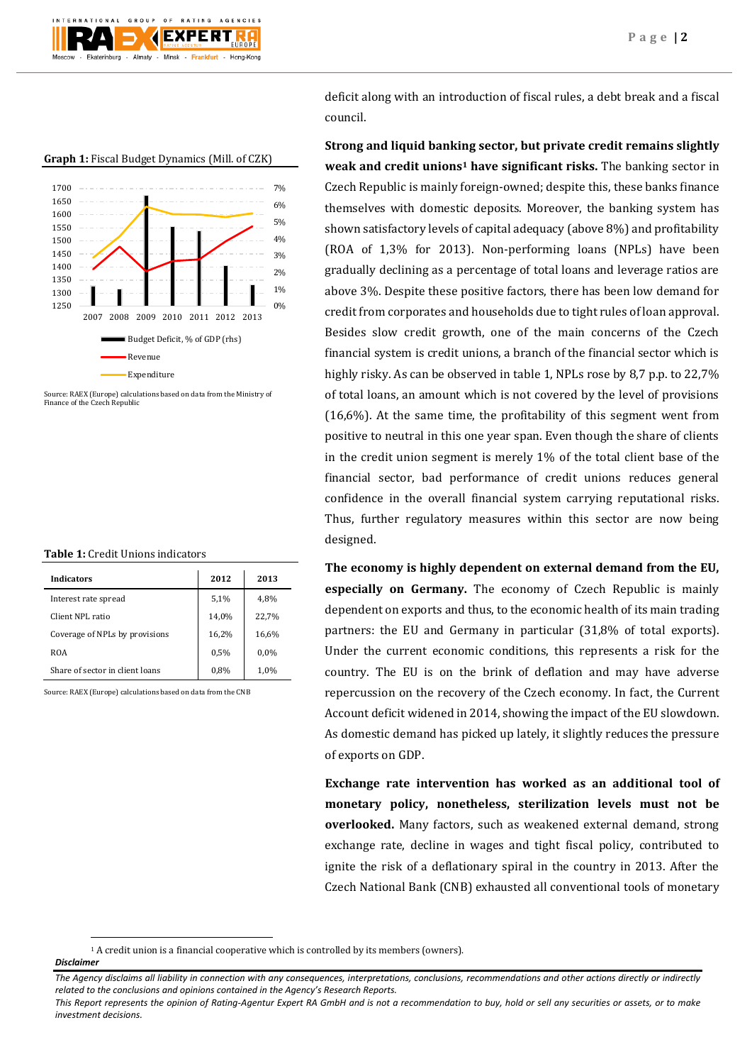deficit along with an introduction of fiscal rules, a debt break and a fiscal council.

**Graph 1:** Fiscal Budget Dynamics (Mill. of CZK)

Source: RAEX (Europe) calculations based on data from the Ministry of Finance of the Czech Republic

**Strong and liquid banking sector, but private credit remains slightly weak and credit unions[1] have significant risks.** The banking sector in Czech Republic is mainly foreign-owned; despite this, these banks finance themselves with domestic deposits. Moreover, the banking system has shown satisfactory levels of capital adequacy (above 8%) and profitability (ROA of 1,3% for 2013). Non-performing loans (NPLs) have been gradually declining as a percentage of total loans and leverage ratios are above 3%. Despite these positive factors, there has been low demand for credit from corporates and households due to tight rules of loan approval. Besides slow credit growth, one of the main concerns of the Czech financial system is credit unions, a branch of the financial sector which is highly risky. As can be observed in table 1, NPLs rose by 8,7 p.p. to 22,7% of total loans, an amount which is not covered by the level of provisions (16,6%). At the same time, the profitability of this segment went from positive to neutral in this one year span. Even though the share of clients in the credit union segment is merely 1% of the total client base of the financial sector, bad performance of credit unions reduces general confidence in the overall financial system carrying reputational risks. Thus, further regulatory measures within this sector are now being designed.

**Table 1:** Credit Unions indicators

| Indicators | 2012 | 2013 |
|---|---|---|
| Interest rate spread | 5,1% | 4,8% |
| Client NPL ratio | 14,0% | 22,7% |
| Coverage of NPLs by provisions | 16,2% | 16,6% |
| ROA | 0,5% | 0,0% |
| Share of sector in client loans | 0,8% | 1,0% |

Source: RAEX (Europe) calculations based on data from the CNB

**The economy is highly dependent on external demand from the EU, especially on Germany.** The economy of Czech Republic is mainly dependent on exports and thus, to the economic health of its main trading partners: the EU and Germany in particular (31,8% of total exports). Under the current economic conditions, this represents a risk for the country. The EU is on the brink of deflation and may have adverse repercussion on the recovery of the Czech economy. In fact, the Current Account deficit widened in 2014, showing the impact of the EU slowdown. As domestic demand has picked up lately, it slightly reduces the pressure of exports on GDP.

**Exchange rate intervention has worked as an additional tool of monetary policy, nonetheless, sterilization levels must not be overlooked.** Many factors, such as weakened external demand, strong exchange rate, decline in wages and tight fiscal policy, contributed to ignite the risk of a deflationary spiral in the country in 2013. After the Czech National Bank (CNB) exhausted all conventional tools of monetary

[1] A credit union is a financial cooperative which is controlled by its members (owners).

***Disclaimer***

*The Agency disclaims all liability in connection with any consequences, interpretations, conclusions, recommendations and other actions directly or indirectly related to the conclusions and opinions contained in the Agency's Research Reports.*
*This Report represents the opinion of Rating-Agentur Expert RA GmbH and is not a recommendation to buy, hold or sell any securities or assets, or to make investment decisions.*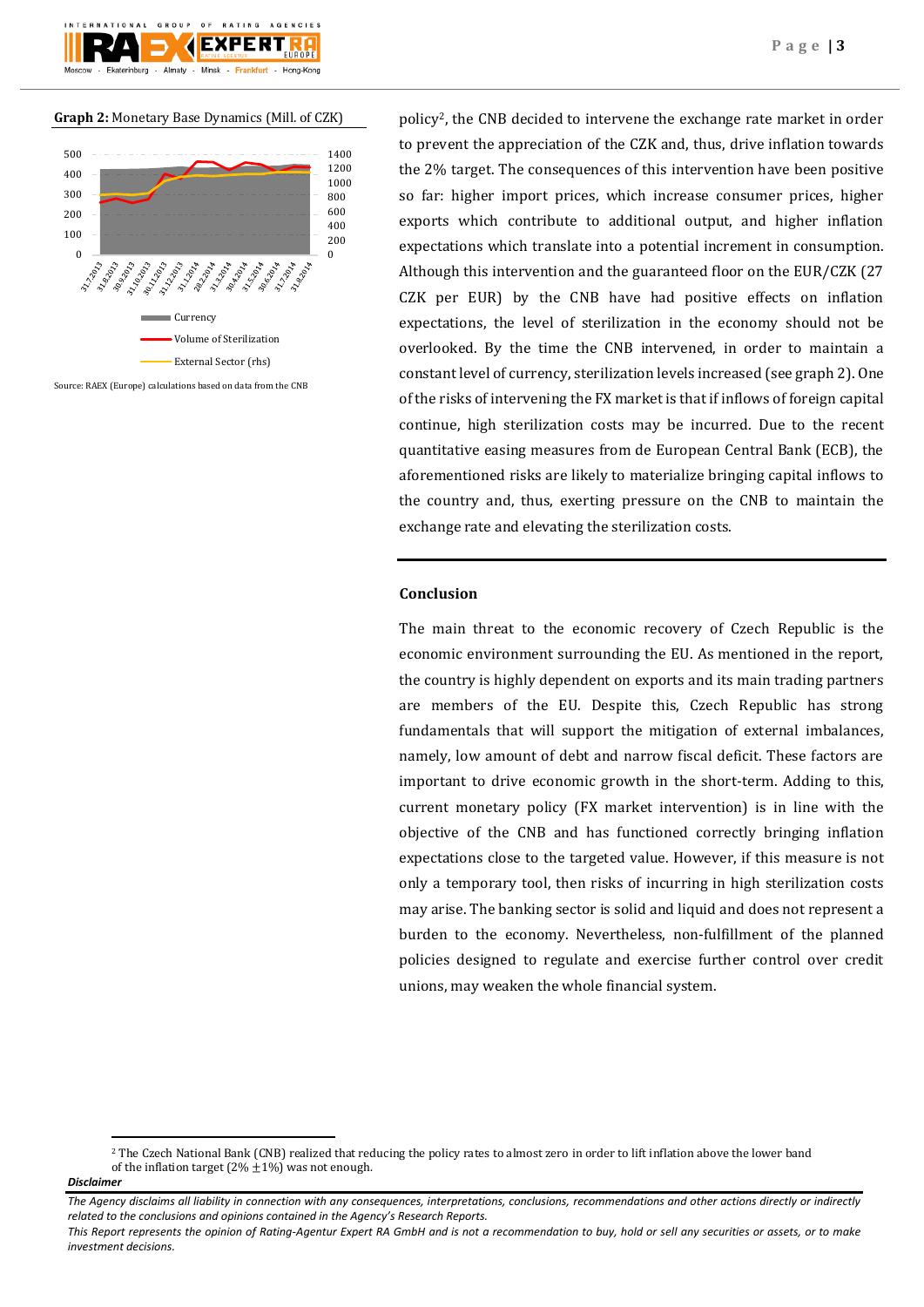**Graph 2:** Monetary Base Dynamics (Mill. of CZK)

500
400
300
200
100
0

1400
1200
1000
800
600
400
200
0

31.7.2013
31.8.2013
30.9.2013
31.10.2013
30.11.2013
31.12.2013
31.1.2014
28.2.2014
31.3.2014
30.4.2014
31.5.2014
30.6.2014
31.7.2014
31.8.2014

Currency
Volume of Sterilization
External Sector (rhs)

Source: RAEX (Europe) calculations based on data from the CNB

policy[2], the CNB decided to intervene the exchange rate market in order to prevent the appreciation of the CZK and, thus, drive inflation towards the 2% target. The consequences of this intervention have been positive so far: higher import prices, which increase consumer prices, higher exports which contribute to additional output, and higher inflation expectations which translate into a potential increment in consumption. Although this intervention and the guaranteed floor on the EUR/CZK (27 CZK per EUR) by the CNB have had positive effects on inflation expectations, the level of sterilization in the economy should not be overlooked. By the time the CNB intervened, in order to maintain a constant level of currency, sterilization levels increased (see graph 2). One of the risks of intervening the FX market is that if inflows of foreign capital continue, high sterilization costs may be incurred. Due to the recent quantitative easing measures from de European Central Bank (ECB), the aforementioned risks are likely to materialize bringing capital inflows to the country and, thus, exerting pressure on the CNB to maintain the exchange rate and elevating the sterilization costs.

## Conclusion

The main threat to the economic recovery of Czech Republic is the economic environment surrounding the EU. As mentioned in the report, the country is highly dependent on exports and its main trading partners are members of the EU. Despite this, Czech Republic has strong fundamentals that will support the mitigation of external imbalances, namely, low amount of debt and narrow fiscal deficit. These factors are important to drive economic growth in the short-term. Adding to this, current monetary policy (FX market intervention) is in line with the objective of the CNB and has functioned correctly bringing inflation expectations close to the targeted value. However, if this measure is not only a temporary tool, then risks of incurring in high sterilization costs may arise. The banking sector is solid and liquid and does not represent a burden to the economy. Nevertheless, non-fulfillment of the planned policies designed to regulate and exercise further control over credit unions, may weaken the whole financial system.

[2] The Czech National Bank (CNB) realized that reducing the policy rates to almost zero in order to lift inflation above the lower band of the inflation target (2% $\pm$1%) was not enough.

***Disclaimer***

*The Agency disclaims all liability in connection with any consequences, interpretations, conclusions, recommendations and other actions directly or indirectly related to the conclusions and opinions contained in the Agency's Research Reports.*

*This Report represents the opinion of Rating-Agentur Expert RA GmbH and is not a recommendation to buy, hold or sell any securities or assets, or to make investment decisions.*